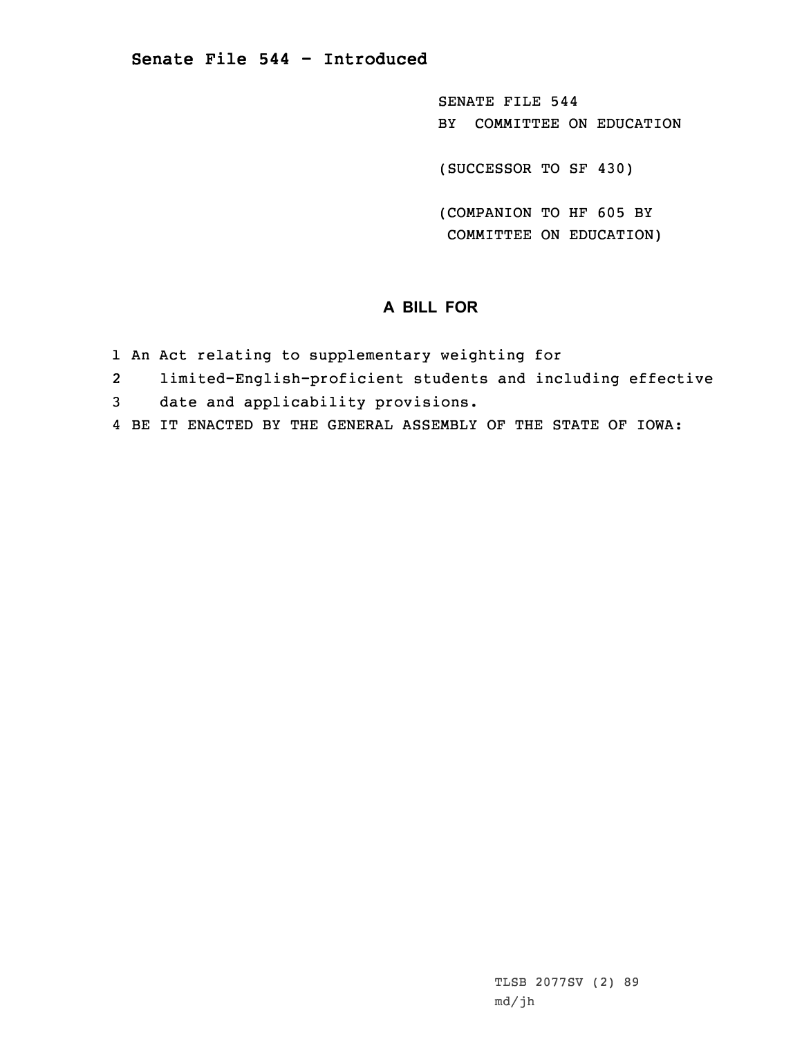# Senate File 544 - Introduced

SENATE FILE 544
BY COMMITTEE ON EDUCATION

(SUCCESSOR TO SF 430)

(COMPANION TO HF 605 BY COMMITTEE ON EDUCATION)

## A BILL FOR

1 An Act relating to supplementary weighting for
2 limited-English-proficient students and including effective
3 date and applicability provisions.
4 BE IT ENACTED BY THE GENERAL ASSEMBLY OF THE STATE OF IOWA:

TLSB 2077SV (2) 89
md/jh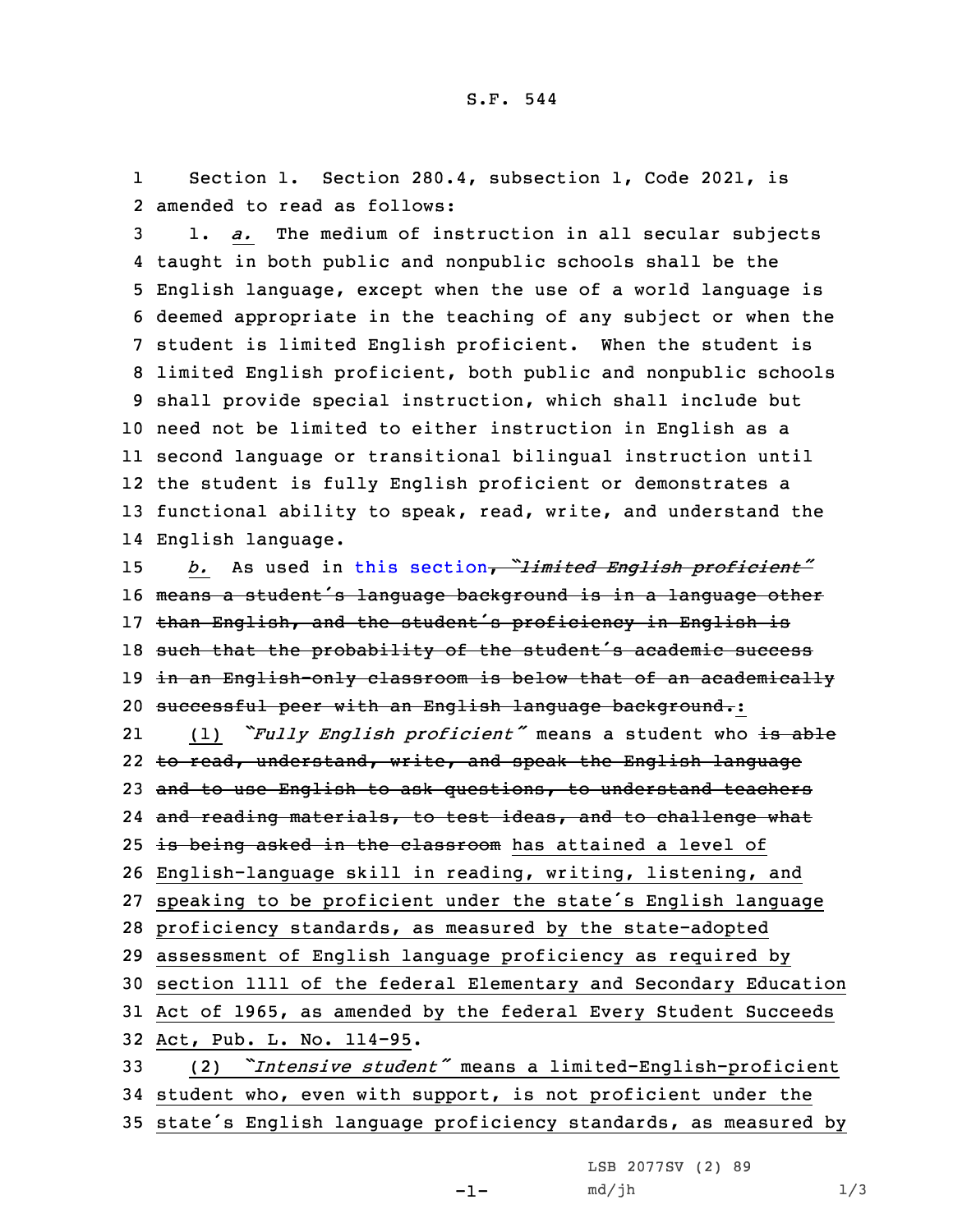Section 1. Section 280.4, subsection 1, Code 2021, is amended to read as follows:

1. *a.* The medium of instruction in all secular subjects taught in both public and nonpublic schools shall be the English language, except when the use of a world language is deemed appropriate in the teaching of any subject or when the student is limited English proficient. When the student is limited English proficient, both public and nonpublic schools shall provide special instruction, which shall include but need not be limited to either instruction in English as a second language or transitional bilingual instruction until the student is fully English proficient or demonstrates a functional ability to speak, read, write, and understand the English language.

*b.* As used in this section~~, "*limited English proficient*" means a student's language background is in a language other than English, and the student's proficiency in English is such that the probability of the student's academic success in an English-only classroom is below that of an academically successful peer with an English language background.~~:

(1) "*Fully English proficient*" means a student who ~~is able to read, understand, write, and speak the English language and to use English to ask questions, to understand teachers and reading materials, to test ideas, and to challenge what is being asked in the classroom~~ has attained a level of English-language skill in reading, writing, listening, and speaking to be proficient under the state's English language proficiency standards, as measured by the state-adopted assessment of English language proficiency as required by section 1111 of the federal Elementary and Secondary Education Act of 1965, as amended by the federal Every Student Succeeds Act, Pub. L. No. 114-95.

(2) "*Intensive student*" means a limited-English-proficient student who, even with support, is not proficient under the state's English language proficiency standards, as measured by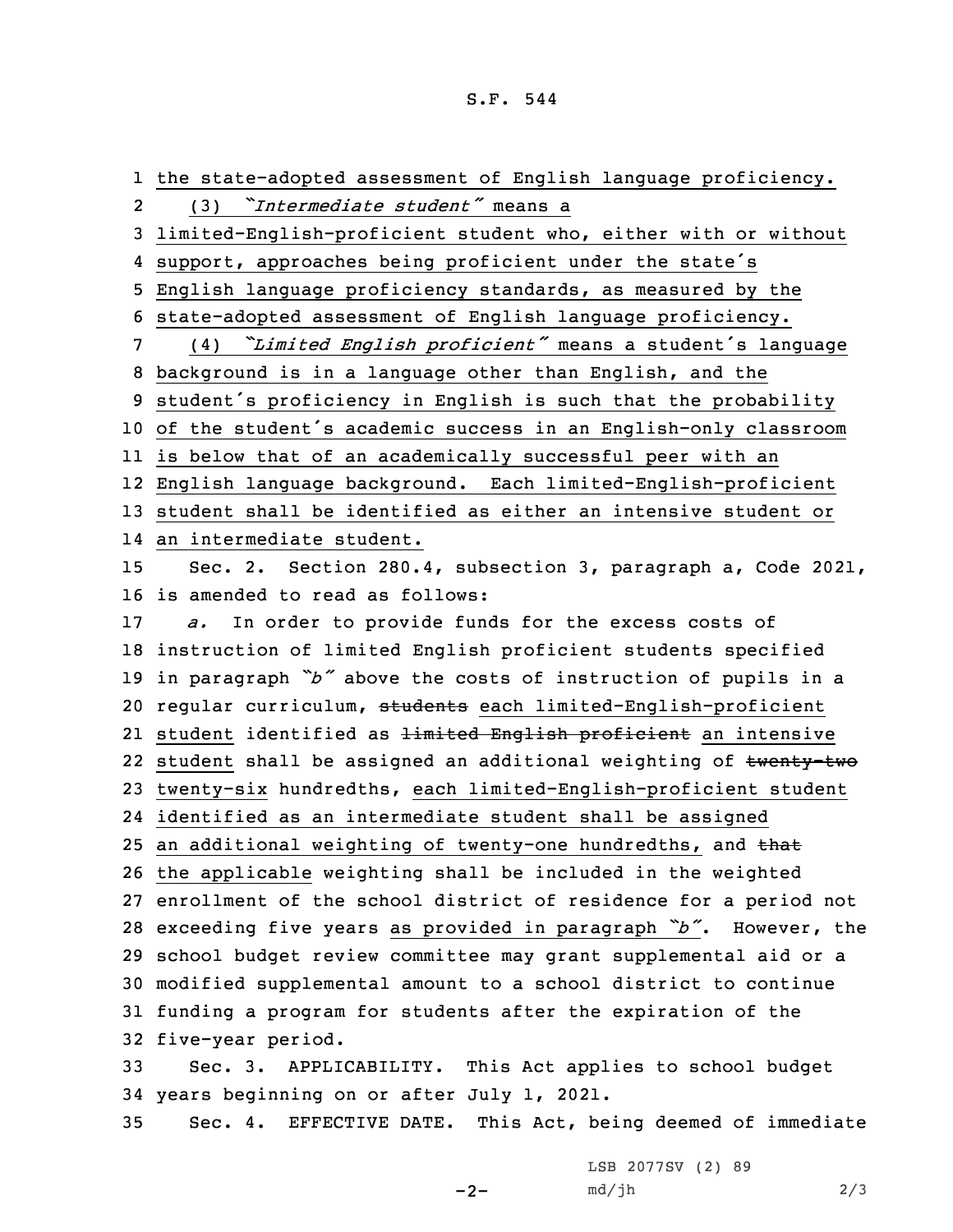the state-adopted assessment of English language proficiency.

(3) *"Intermediate student"* means a limited-English-proficient student who, either with or without support, approaches being proficient under the state's English language proficiency standards, as measured by the state-adopted assessment of English language proficiency.

(4) *"Limited English proficient"* means a student's language background is in a language other than English, and the student's proficiency in English is such that the probability of the student's academic success in an English-only classroom is below that of an academically successful peer with an English language background. Each limited-English-proficient student shall be identified as either an intensive student or an intermediate student.

Sec. 2. Section 280.4, subsection 3, paragraph a, Code 2021, is amended to read as follows:

*a.* In order to provide funds for the excess costs of instruction of limited English proficient students specified in paragraph *"b"* above the costs of instruction of pupils in a regular curriculum, ~~students~~ each limited-English-proficient student identified as ~~limited English proficient~~ an intensive student shall be assigned an additional weighting of ~~twenty-two~~ twenty-six hundredths, each limited-English-proficient student identified as an intermediate student shall be assigned an additional weighting of twenty-one hundredths, and ~~that~~ the applicable weighting shall be included in the weighted enrollment of the school district of residence for a period not exceeding five years as provided in paragraph *"b"*. However, the school budget review committee may grant supplemental aid or a modified supplemental amount to a school district to continue funding a program for students after the expiration of the five-year period.

Sec. 3. APPLICABILITY. This Act applies to school budget years beginning on or after July 1, 2021.

Sec. 4. EFFECTIVE DATE. This Act, being deemed of immediate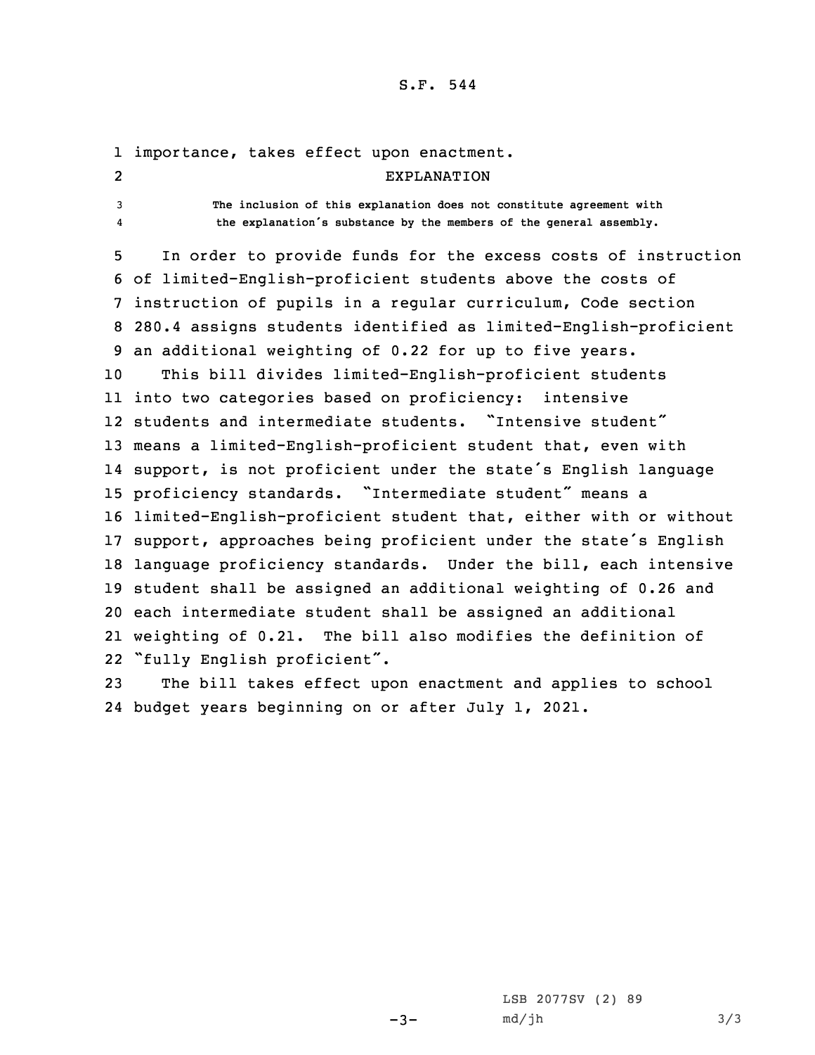importance, takes effect upon enactment.

## EXPLANATION

**The inclusion of this explanation does not constitute agreement with the explanation's substance by the members of the general assembly.**

In order to provide funds for the excess costs of instruction of limited-English-proficient students above the costs of instruction of pupils in a regular curriculum, Code section 280.4 assigns students identified as limited-English-proficient an additional weighting of 0.22 for up to five years.

This bill divides limited-English-proficient students into two categories based on proficiency: intensive students and intermediate students. "Intensive student" means a limited-English-proficient student that, even with support, is not proficient under the state's English language proficiency standards. "Intermediate student" means a limited-English-proficient student that, either with or without support, approaches being proficient under the state's English language proficiency standards. Under the bill, each intensive student shall be assigned an additional weighting of 0.26 and each intermediate student shall be assigned an additional weighting of 0.21. The bill also modifies the definition of "fully English proficient".

The bill takes effect upon enactment and applies to school budget years beginning on or after July 1, 2021.